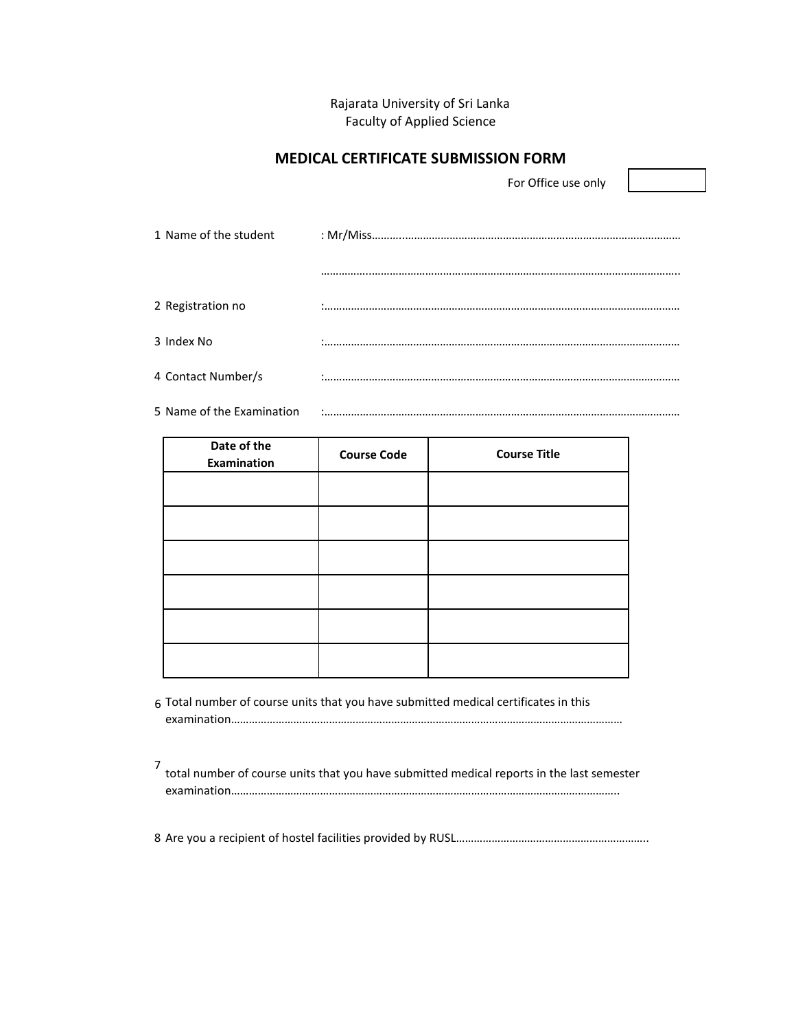Rajarata University of Sri Lanka
Faculty of Applied Science

## MEDICAL CERTIFICATE SUBMISSION FORM

For Office use only

1 Name of the student : Mr/Miss……………………………………………………………………………………………

……………………………………………………………………………………………………………………..

2 Registration no :……………………………………………………………………………………………………

3 Index No :……………………………………………………………………………………………………

4 Contact Number/s :……………………………………………………………………………………………………

5 Name of the Examination :……………………………………………………………………………………………………

| Date of the Examination | Course Code | Course Title |
|---|---|---|
| | | |
| | | |
| | | |
| | | |
| | | |
| | | |

6 Total number of course units that you have submitted medical certificates in this examination…………………………………………………………………………………………………………………

7 total number of course units that you have submitted medical reports in the last semester examination……………………………………………………………………………………………………………..

8 Are you a recipient of hostel facilities provided by RUSL……………………………………………………….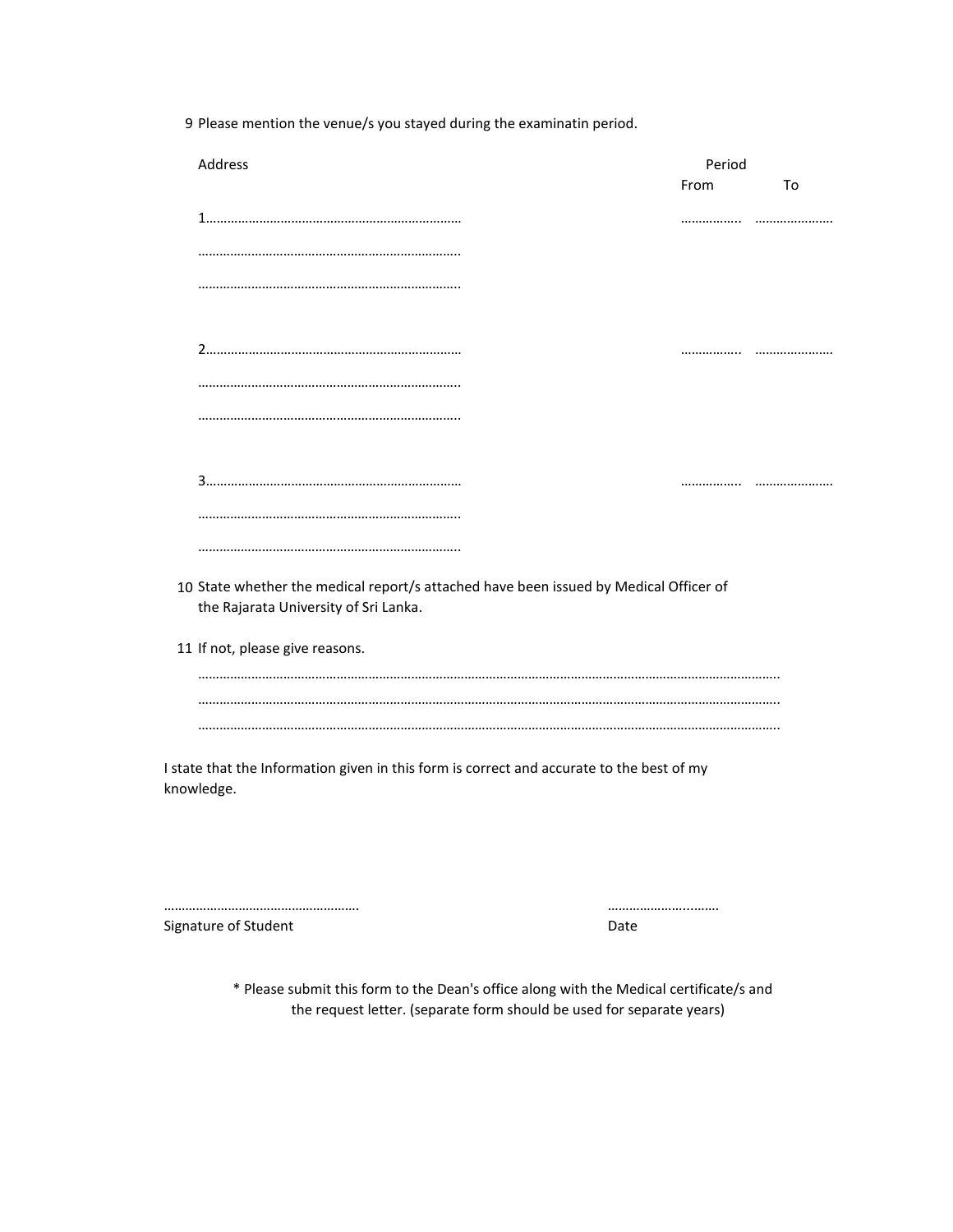9 Please mention the venue/s you stayed during the examinatin period.

| Address | Period From | To |
|---|---|---|
| 1……………………………………………………………… | …………….. | …………………. |
| ……………………………………………………………….. | | |
| ……………………………………………………………….. | | |
| 2……………………………………………………………… | …………….. | …………………. |
| ……………………………………………………………….. | | |
| ……………………………………………………………….. | | |
| 3……………………………………………………………… | …………….. | …………………. |
| ……………………………………………………………….. | | |
| ……………………………………………………………….. | | |

10 State whether the medical report/s attached have been issued by Medical Officer of the Rajarata University of Sri Lanka.

11 If not, please give reasons.

…………………………………………………………………………………………………………………………………………………….

…………………………………………………………………………………………………………………………………………………….

…………………………………………………………………………………………………………………………………………………….

I state that the Information given in this form is correct and accurate to the best of my knowledge.

……………………………………………… ……………………..………

Signature of Student Date

* Please submit this form to the Dean's office along with the Medical certificate/s and the request letter. (separate form should be used for separate years)